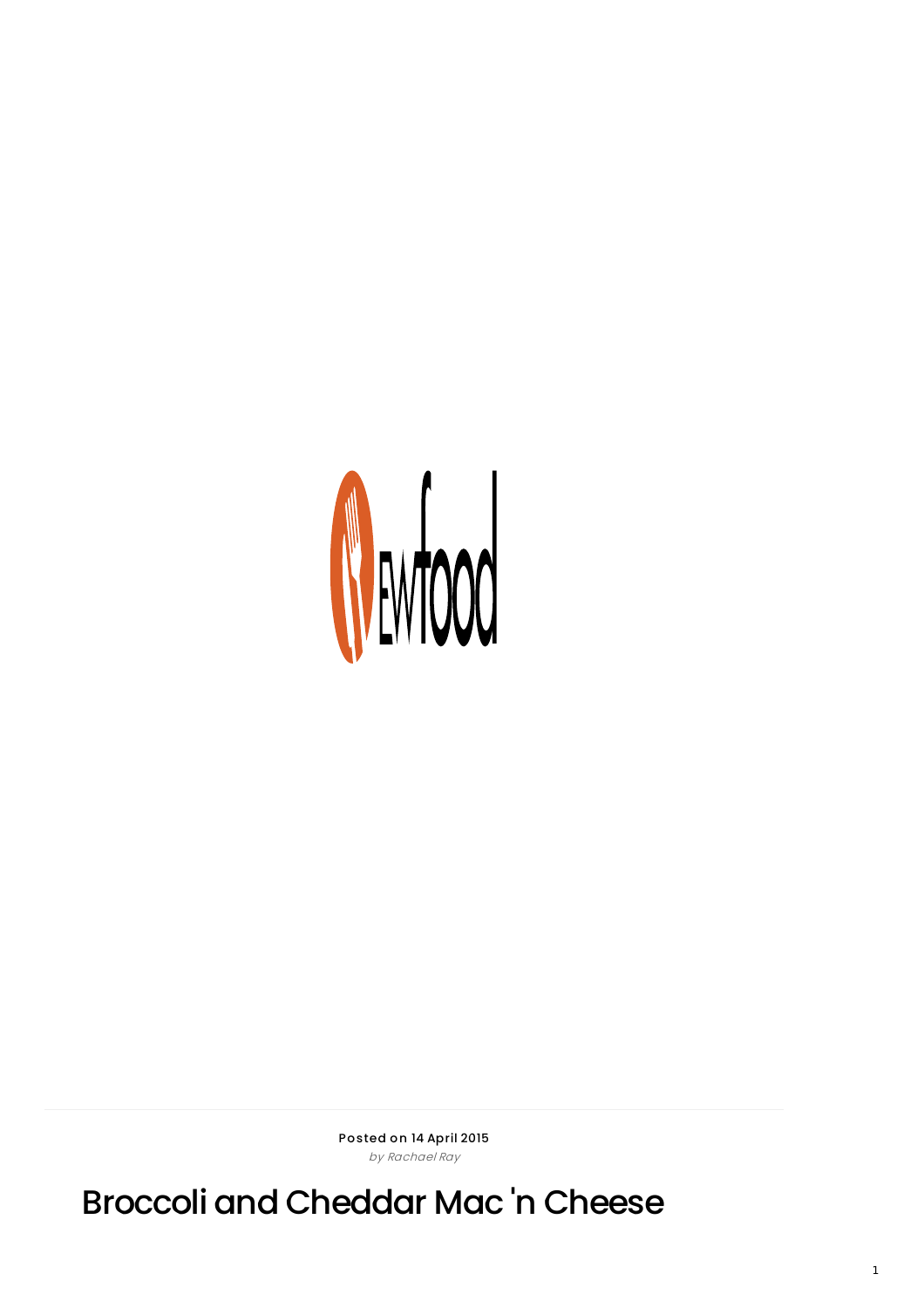Posted on 14 April 2015

*by Rachael Ray*

# Broccoli and Cheddar Mac 'n Cheese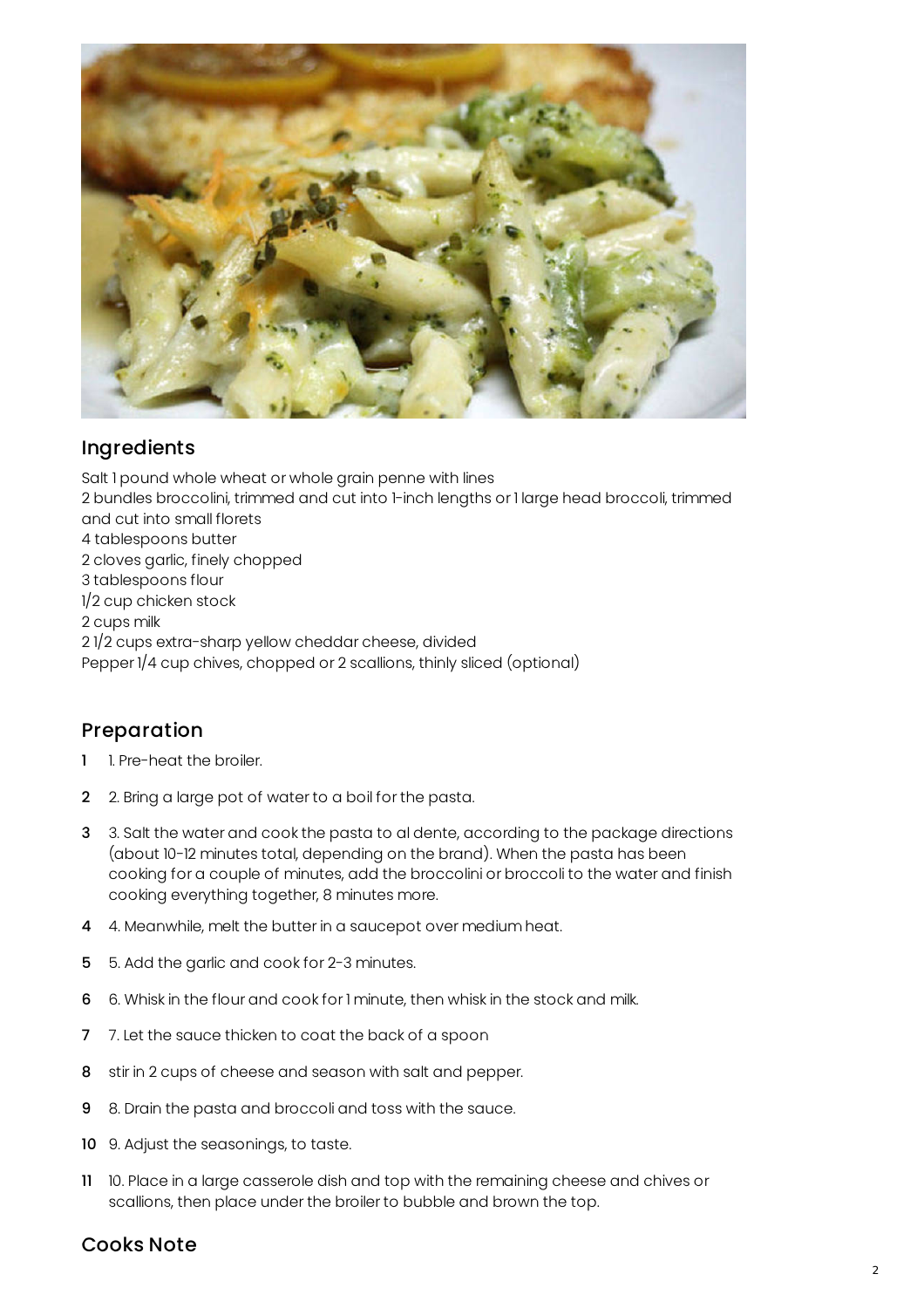## Ingredients

Salt 1 pound whole wheat or whole grain penne with lines
2 bundles broccolini, trimmed and cut into 1-inch lengths or 1 large head broccoli, trimmed and cut into small florets
4 tablespoons butter
2 cloves garlic, finely chopped
3 tablespoons flour
1/2 cup chicken stock
2 cups milk
2 1/2 cups extra-sharp yellow cheddar cheese, divided
Pepper 1/4 cup chives, chopped or 2 scallions, thinly sliced (optional)

## Preparation

1. 1. Pre-heat the broiler.
2. 2. Bring a large pot of water to a boil for the pasta.
3. 3. Salt the water and cook the pasta to al dente, according to the package directions (about 10-12 minutes total, depending on the brand). When the pasta has been cooking for a couple of minutes, add the broccolini or broccoli to the water and finish cooking everything together, 8 minutes more.
4. 4. Meanwhile, melt the butter in a saucepot over medium heat.
5. 5. Add the garlic and cook for 2-3 minutes.
6. 6. Whisk in the flour and cook for 1 minute, then whisk in the stock and milk.
7. 7. Let the sauce thicken to coat the back of a spoon
8. stir in 2 cups of cheese and season with salt and pepper.
9. 8. Drain the pasta and broccoli and toss with the sauce.
10. 9. Adjust the seasonings, to taste.
11. 10. Place in a large casserole dish and top with the remaining cheese and chives or scallions, then place under the broiler to bubble and brown the top.

## Cooks Note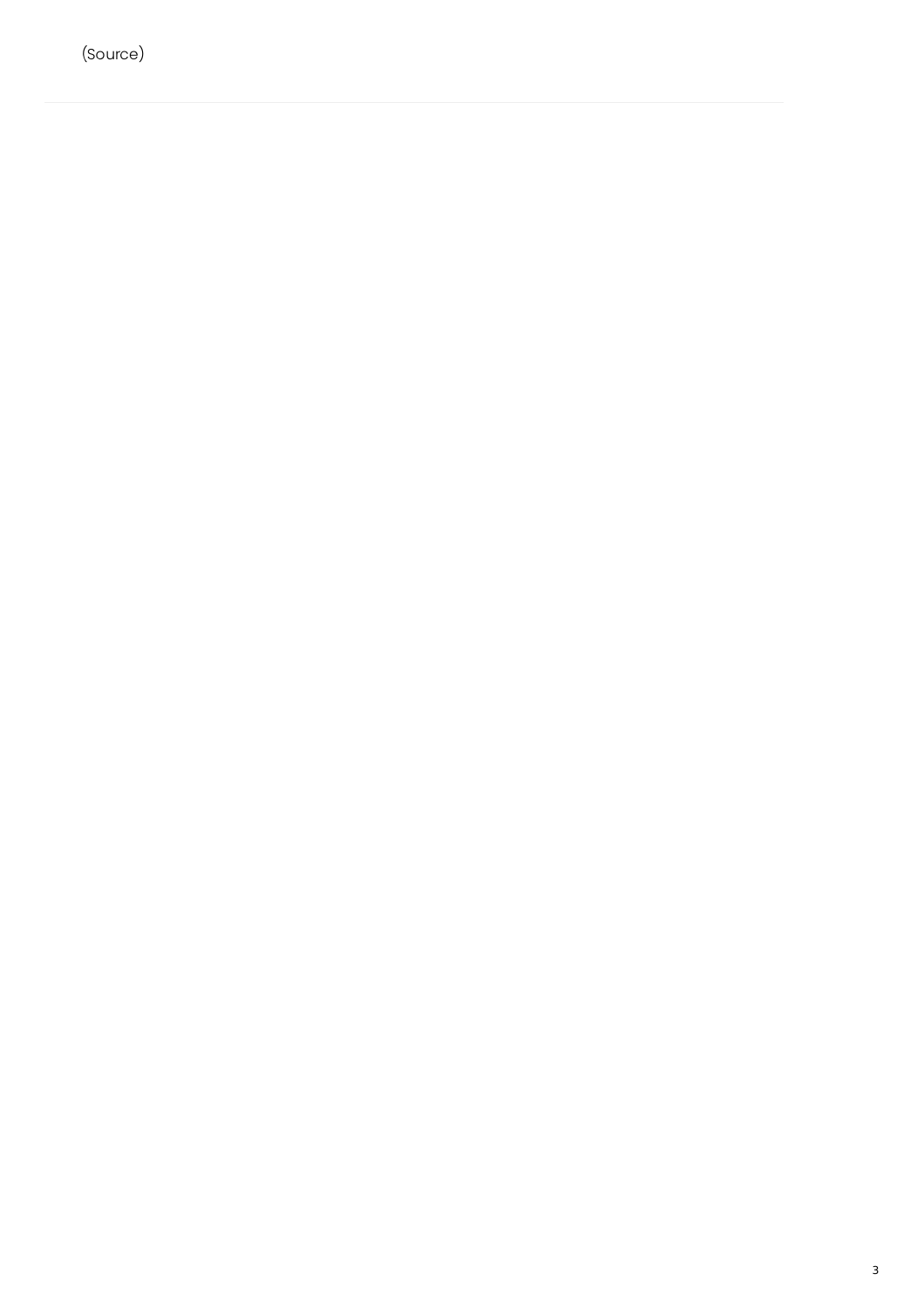(Source)